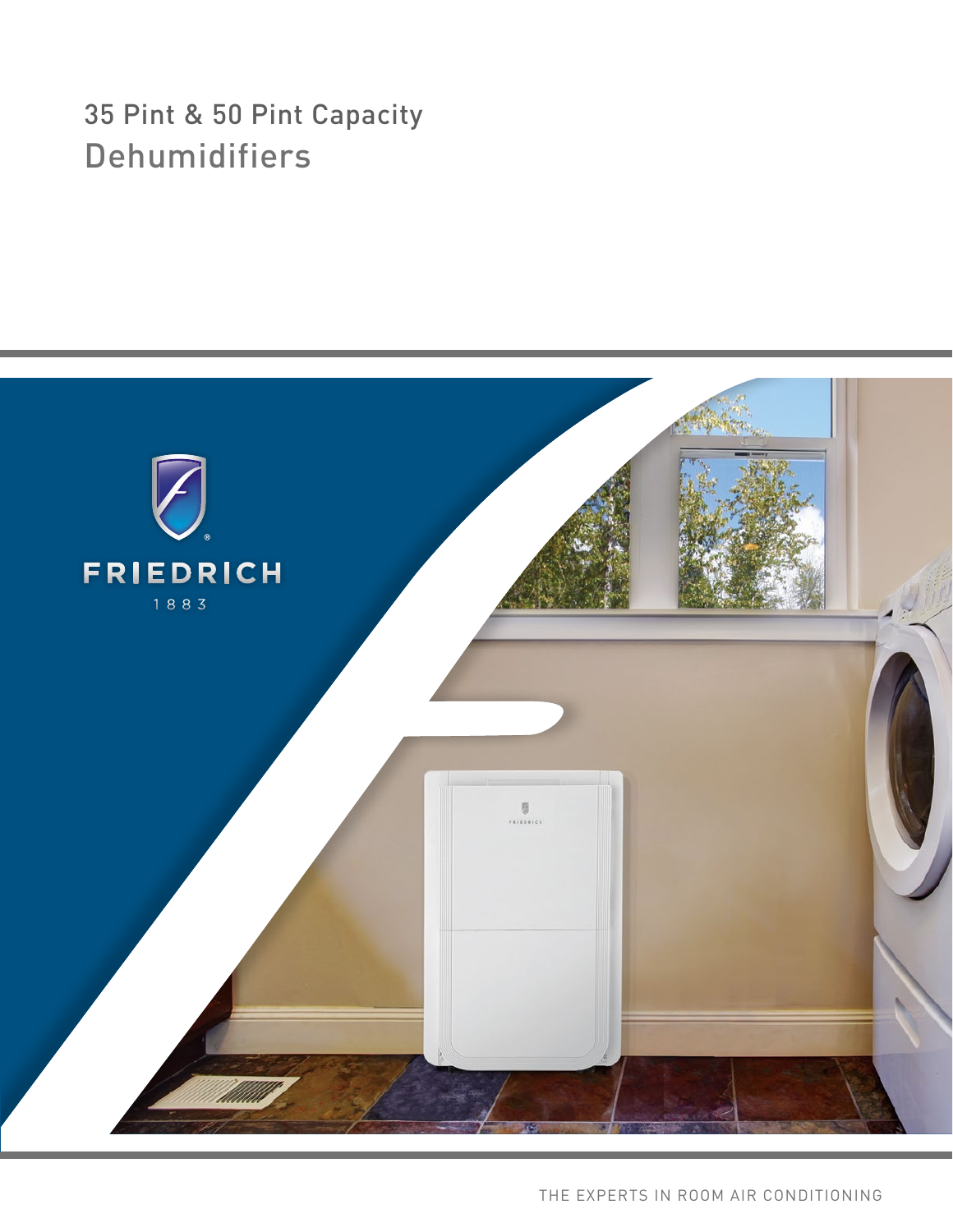# 35 Pint & 50 Pint Capacity Dehumidifiers

FRIEDRICH

1883

THE EXPERTS IN ROOM AIR CONDITIONING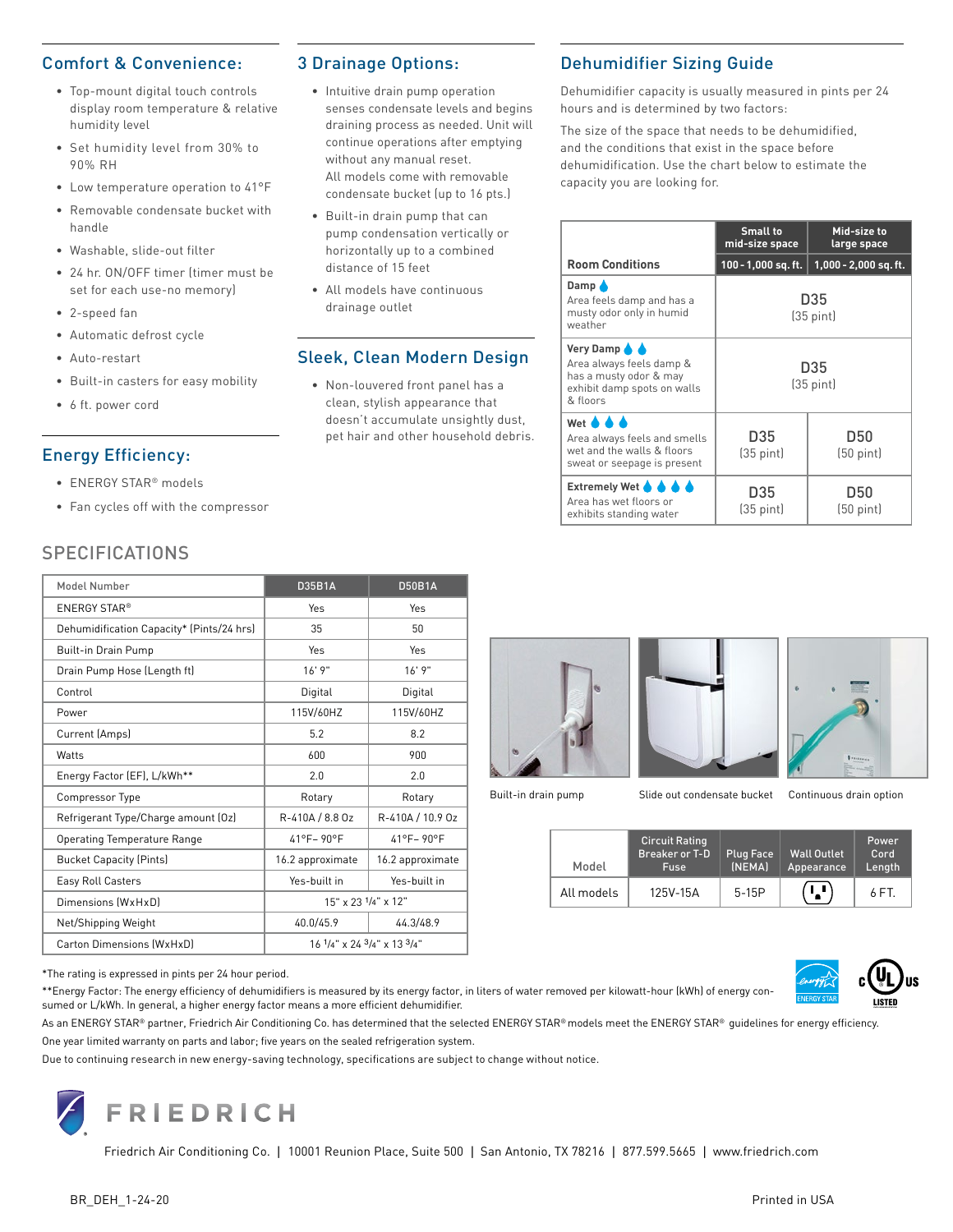## Comfort & Convenience:

- Top-mount digital touch controls display room temperature & relative humidity level
- Set humidity level from 30% to 90% RH
- Low temperature operation to 41°F
- Removable condensate bucket with handle
- Washable, slide-out filter
- 24 hr. ON/OFF timer (timer must be set for each use-no memory)
- 2-speed fan
- Automatic defrost cycle
- Auto-restart
- Built-in casters for easy mobility
- 6 ft. power cord

## Energy Efficiency:

- ENERGY STAR® models
- Fan cycles off with the compressor

## 3 Drainage Options:

- Intuitive drain pump operation senses condensate levels and begins draining process as needed. Unit will continue operations after emptying without any manual reset. All models come with removable condensate bucket (up to 16 pts.)
- Built-in drain pump that can pump condensation vertically or horizontally up to a combined distance of 15 feet
- All models have continuous drainage outlet

## Sleek, Clean Modern Design

- Non-louvered front panel has a clean, stylish appearance that doesn't accumulate unsightly dust, pet hair and other household debris.

## Dehumidifier Sizing Guide

Dehumidifier capacity is usually measured in pints per 24 hours and is determined by two factors:

The size of the space that needs to be dehumidified, and the conditions that exist in the space before dehumidification. Use the chart below to estimate the capacity you are looking for.

| Room Conditions | Small to mid-size space 100 - 1,000 sq. ft. | Mid-size to large space 1,000 - 2,000 sq. ft. |
|---|---|---|
| **Damp** Area feels damp and has a musty odor only in humid weather | D35 (35 pint) | |
| **Very Damp** Area always feels damp & has a musty odor & may exhibit damp spots on walls & floors | D35 (35 pint) | |
| **Wet** Area always feels and smells wet and the walls & floors sweat or seepage is present | D35 (35 pint) | D50 (50 pint) |
| **Extremely Wet** Area has wet floors or exhibits standing water | D35 (35 pint) | D50 (50 pint) |

## SPECIFICATIONS

| Model Number | D35B1A | D50B1A |
|---|---|---|
| ENERGY STAR® | Yes | Yes |
| Dehumidification Capacity* (Pints/24 hrs) | 35 | 50 |
| Built-in Drain Pump | Yes | Yes |
| Drain Pump Hose (Length ft) | 16' 9" | 16' 9" |
| Control | Digital | Digital |
| Power | 115V/60HZ | 115V/60HZ |
| Current (Amps) | 5.2 | 8.2 |
| Watts | 600 | 900 |
| Energy Factor (EF), L/kWh** | 2.0 | 2.0 |
| Compressor Type | Rotary | Rotary |
| Refrigerant Type/Charge amount (Oz) | R-410A / 8.8 Oz | R-410A / 10.9 Oz |
| Operating Temperature Range | 41°F– 90°F | 41°F– 90°F |
| Bucket Capacity (Pints) | 16.2 approximate | 16.2 approximate |
| Easy Roll Casters | Yes-built in | Yes-built in |
| Dimensions (WxHxD) | 15" x 23 1/4" x 12" | |
| Net/Shipping Weight | 40.0/45.9 | 44.3/48.9 |
| Carton Dimensions (WxHxD) | 16 1/4" x 24 3/4" x 13 3/4" | |

Built-in drain pump

Slide out condensate bucket

Continuous drain option

| Model | Circuit Rating Breaker or T-D Fuse | Plug Face (NEMA) | Wall Outlet Appearance | Power Cord Length |
|---|---|---|---|---|
| All models | 125V-15A | 5-15P | | 6 FT. |

*The rating is expressed in pints per 24 hour period.

**Energy Factor: The energy efficiency of dehumidifiers is measured by its energy factor, in liters of water removed per kilowatt-hour (kWh) of energy consumed or L/kWh. In general, a higher energy factor means a more efficient dehumidifier.

As an ENERGY STAR® partner, Friedrich Air Conditioning Co. has determined that the selected ENERGY STAR® models meet the ENERGY STAR® guidelines for energy efficiency.

One year limited warranty on parts and labor; five years on the sealed refrigeration system.

Due to continuing research in new energy-saving technology, specifications are subject to change without notice.

FRIEDRICH

Friedrich Air Conditioning Co. | 10001 Reunion Place, Suite 500 | San Antonio, TX 78216 | 877.599.5665 | www.friedrich.com

BR_DEH_1-24-20 Printed in USA